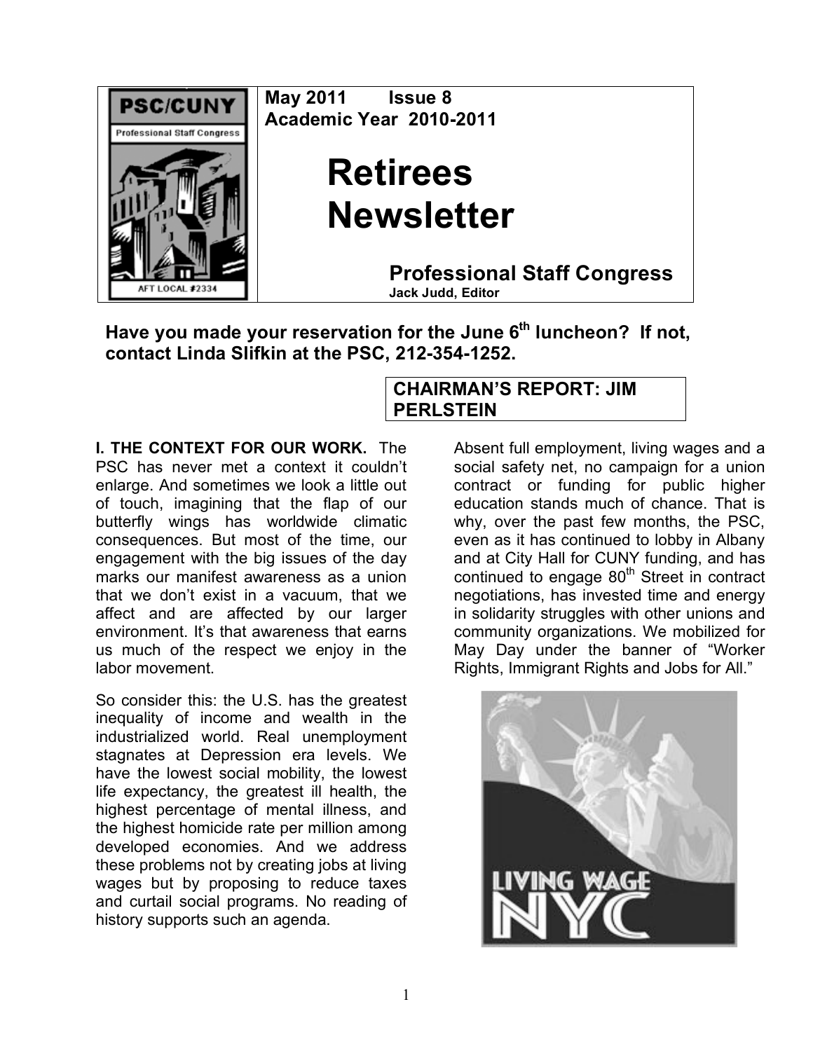**PSC/CUNY**
Professional Staff Congress
AFT LOCAL #2334

**May 2011 Issue 8**
**Academic Year 2010-2011**

# Retirees Newsletter

## Professional Staff Congress

**Jack Judd, Editor**

**Have you made your reservation for the June 6th luncheon? If not, contact Linda Slifkin at the PSC, 212-354-1252.**

## CHAIRMAN'S REPORT: JIM PERLSTEIN

**I. THE CONTEXT FOR OUR WORK.** The PSC has never met a context it couldn't enlarge. And sometimes we look a little out of touch, imagining that the flap of our butterfly wings has worldwide climatic consequences. But most of the time, our engagement with the big issues of the day marks our manifest awareness as a union that we don't exist in a vacuum, that we affect and are affected by our larger environment. It's that awareness that earns us much of the respect we enjoy in the labor movement.

So consider this: the U.S. has the greatest inequality of income and wealth in the industrialized world. Real unemployment stagnates at Depression era levels. We have the lowest social mobility, the lowest life expectancy, the greatest ill health, the highest percentage of mental illness, and the highest homicide rate per million among developed economies. And we address these problems not by creating jobs at living wages but by proposing to reduce taxes and curtail social programs. No reading of history supports such an agenda.

Absent full employment, living wages and a social safety net, no campaign for a union contract or funding for public higher education stands much of chance. That is why, over the past few months, the PSC, even as it has continued to lobby in Albany and at City Hall for CUNY funding, and has continued to engage 80th Street in contract negotiations, has invested time and energy in solidarity struggles with other unions and community organizations. We mobilized for May Day under the banner of "Worker Rights, Immigrant Rights and Jobs for All."

LIVING WAGE NYC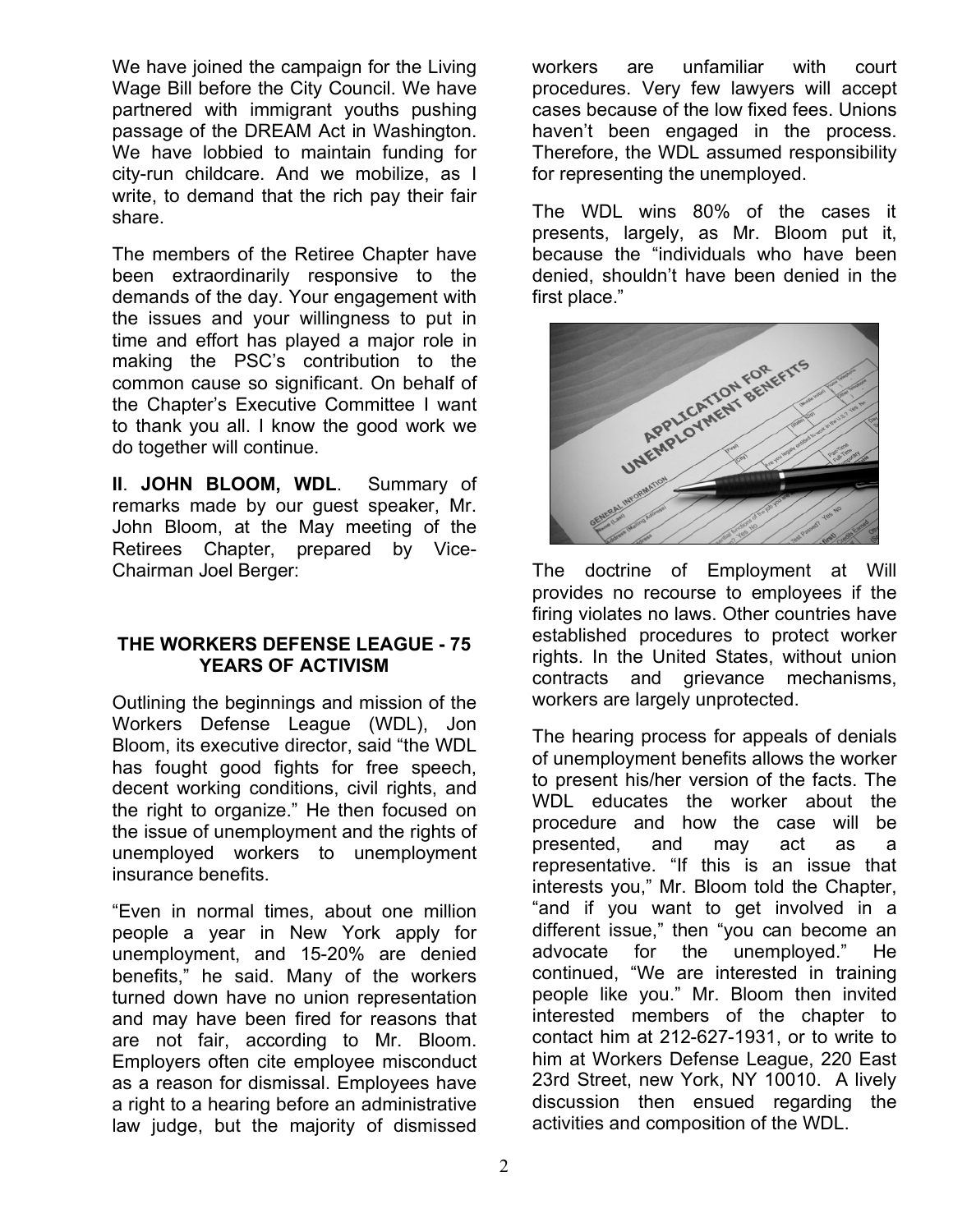We have joined the campaign for the Living Wage Bill before the City Council. We have partnered with immigrant youths pushing passage of the DREAM Act in Washington. We have lobbied to maintain funding for city-run childcare. And we mobilize, as I write, to demand that the rich pay their fair share.

The members of the Retiree Chapter have been extraordinarily responsive to the demands of the day. Your engagement with the issues and your willingness to put in time and effort has played a major role in making the PSC's contribution to the common cause so significant. On behalf of the Chapter's Executive Committee I want to thank you all. I know the good work we do together will continue.

**II**. **JOHN BLOOM, WDL**. Summary of remarks made by our guest speaker, Mr. John Bloom, at the May meeting of the Retirees Chapter, prepared by Vice-Chairman Joel Berger:

## THE WORKERS DEFENSE LEAGUE - 75 YEARS OF ACTIVISM

Outlining the beginnings and mission of the Workers Defense League (WDL), Jon Bloom, its executive director, said "the WDL has fought good fights for free speech, decent working conditions, civil rights, and the right to organize." He then focused on the issue of unemployment and the rights of unemployed workers to unemployment insurance benefits.

"Even in normal times, about one million people a year in New York apply for unemployment, and 15-20% are denied benefits," he said. Many of the workers turned down have no union representation and may have been fired for reasons that are not fair, according to Mr. Bloom. Employers often cite employee misconduct as a reason for dismissal. Employees have a right to a hearing before an administrative law judge, but the majority of dismissed workers are unfamiliar with court procedures. Very few lawyers will accept cases because of the low fixed fees. Unions haven't been engaged in the process. Therefore, the WDL assumed responsibility for representing the unemployed.

The WDL wins 80% of the cases it presents, largely, as Mr. Bloom put it, because the "individuals who have been denied, shouldn't have been denied in the first place."

The doctrine of Employment at Will provides no recourse to employees if the firing violates no laws. Other countries have established procedures to protect worker rights. In the United States, without union contracts and grievance mechanisms, workers are largely unprotected.

The hearing process for appeals of denials of unemployment benefits allows the worker to present his/her version of the facts. The WDL educates the worker about the procedure and how the case will be presented, and may act as a representative. "If this is an issue that interests you," Mr. Bloom told the Chapter, "and if you want to get involved in a different issue," then "you can become an advocate for the unemployed." He continued, "We are interested in training people like you." Mr. Bloom then invited interested members of the chapter to contact him at 212-627-1931, or to write to him at Workers Defense League, 220 East 23rd Street, new York, NY 10010. A lively discussion then ensued regarding the activities and composition of the WDL.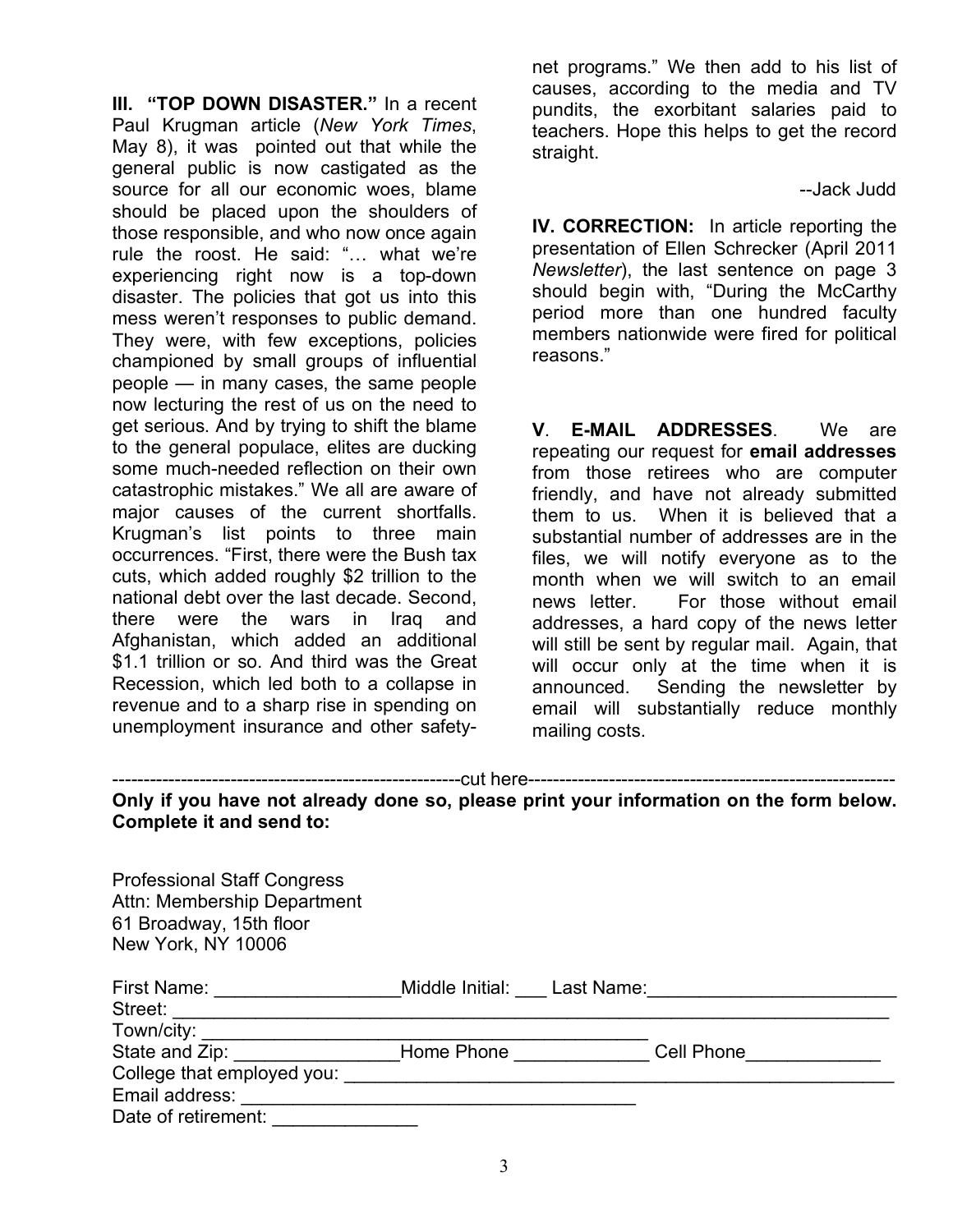**III. "TOP DOWN DISASTER."** In a recent Paul Krugman article (*New York Times*, May 8), it was pointed out that while the general public is now castigated as the source for all our economic woes, blame should be placed upon the shoulders of those responsible, and who now once again rule the roost. He said: "… what we're experiencing right now is a top-down disaster. The policies that got us into this mess weren't responses to public demand. They were, with few exceptions, policies championed by small groups of influential people — in many cases, the same people now lecturing the rest of us on the need to get serious. And by trying to shift the blame to the general populace, elites are ducking some much-needed reflection on their own catastrophic mistakes." We all are aware of major causes of the current shortfalls. Krugman's list points to three main occurrences. "First, there were the Bush tax cuts, which added roughly $2 trillion to the national debt over the last decade. Second, there were the wars in Iraq and Afghanistan, which added an additional $1.1 trillion or so. And third was the Great Recession, which led both to a collapse in revenue and to a sharp rise in spending on unemployment insurance and other safety-net programs." We then add to his list of causes, according to the media and TV pundits, the exorbitant salaries paid to teachers. Hope this helps to get the record straight.

--Jack Judd

**IV. CORRECTION:** In article reporting the presentation of Ellen Schrecker (April 2011 *Newsletter*), the last sentence on page 3 should begin with, "During the McCarthy period more than one hundred faculty members nationwide were fired for political reasons."

**V. E-MAIL ADDRESSES**. We are repeating our request for **email addresses** from those retirees who are computer friendly, and have not already submitted them to us. When it is believed that a substantial number of addresses are in the files, we will notify everyone as to the month when we will switch to an email news letter. For those without email addresses, a hard copy of the news letter will still be sent by regular mail. Again, that will occur only at the time when it is announced. Sending the newsletter by email will substantially reduce monthly mailing costs.

------------------------------------------------------cut here----------------------------------------------------------

**Only if you have not already done so, please print your information on the form below. Complete it and send to:**

Professional Staff Congress
Attn: Membership Department
61 Broadway, 15th floor
New York, NY 10006

First Name: __________________ Middle Initial: ___ Last Name: ________________________
Street: ________________________________________________________________________
Town/city: ______________________________________________
State and Zip: ________________ Home Phone _____________ Cell Phone _____________
College that employed you: ______________________________________________________
Email address: ____________________________________
Date of retirement: ______________